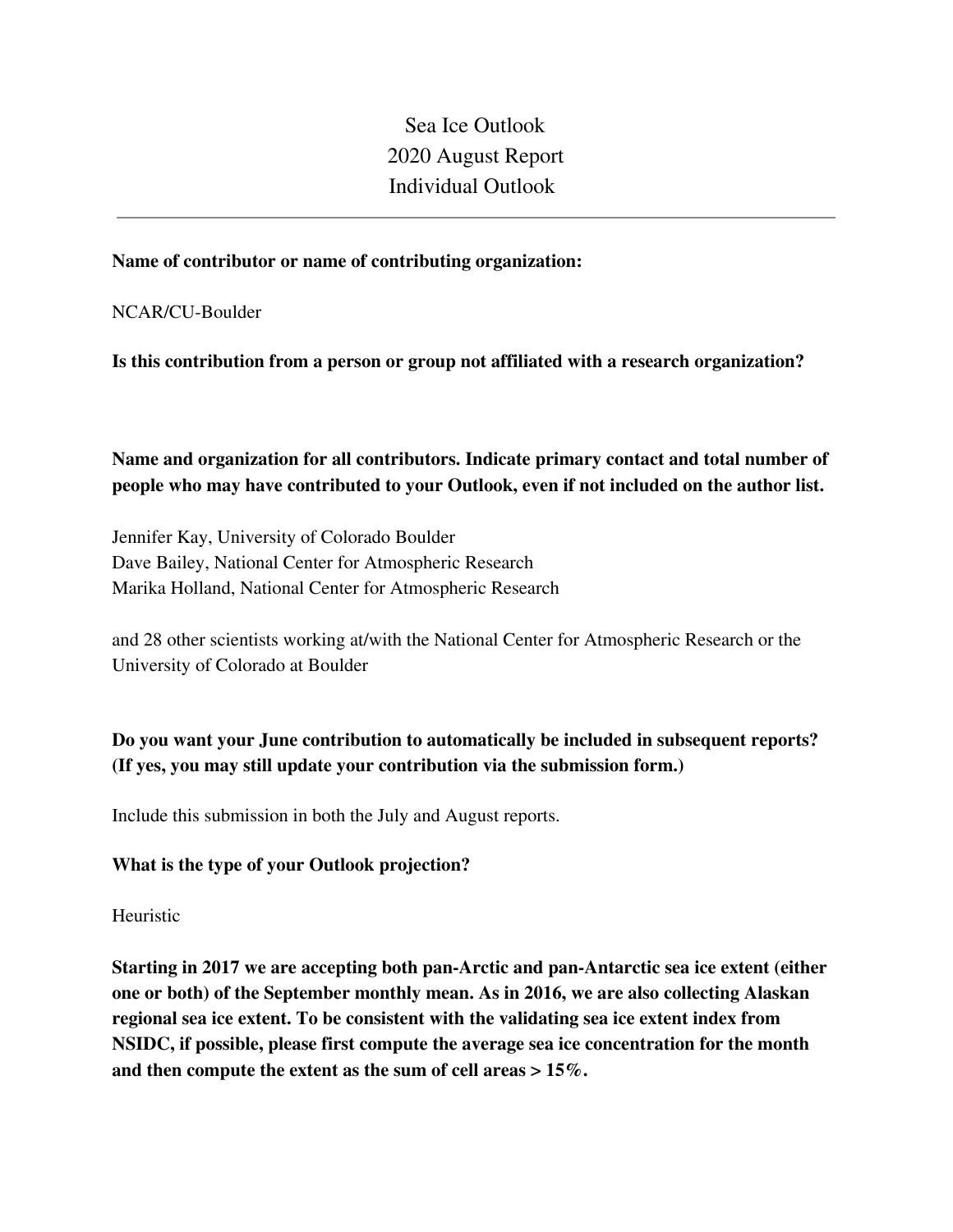# Sea Ice Outlook
# 2020 August Report
# Individual Outlook

---

**Name of contributor or name of contributing organization:**

NCAR/CU-Boulder

**Is this contribution from a person or group not affiliated with a research organization?**

**Name and organization for all contributors. Indicate primary contact and total number of people who may have contributed to your Outlook, even if not included on the author list.**

Jennifer Kay, University of Colorado Boulder
Dave Bailey, National Center for Atmospheric Research
Marika Holland, National Center for Atmospheric Research

and 28 other scientists working at/with the National Center for Atmospheric Research or the University of Colorado at Boulder

**Do you want your June contribution to automatically be included in subsequent reports? (If yes, you may still update your contribution via the submission form.)**

Include this submission in both the July and August reports.

**What is the type of your Outlook projection?**

Heuristic

**Starting in 2017 we are accepting both pan-Arctic and pan-Antarctic sea ice extent (either one or both) of the September monthly mean. As in 2016, we are also collecting Alaskan regional sea ice extent. To be consistent with the validating sea ice extent index from NSIDC, if possible, please first compute the average sea ice concentration for the month and then compute the extent as the sum of cell areas > 15%.**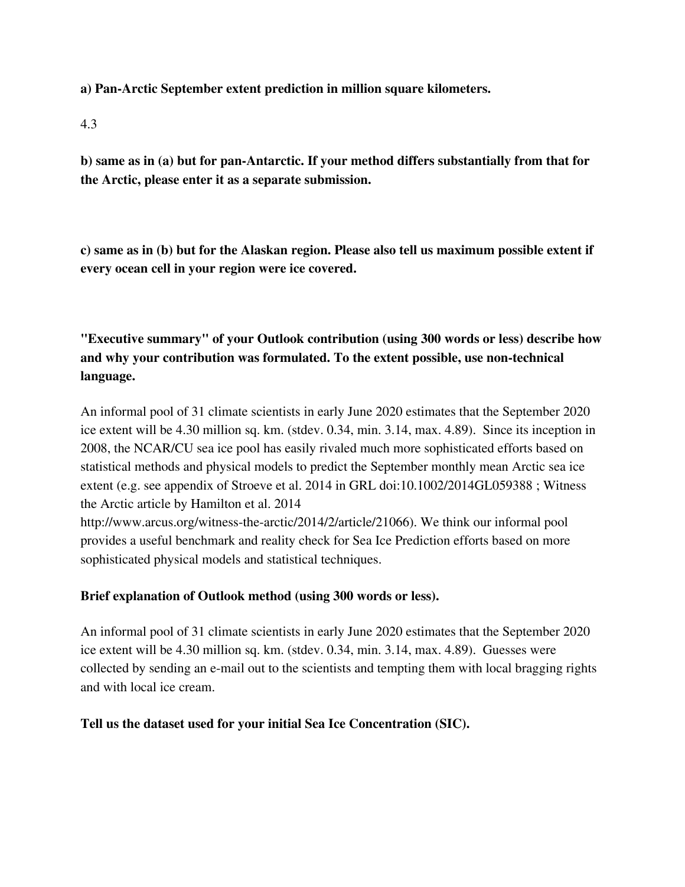**a) Pan-Arctic September extent prediction in million square kilometers.**

4.3

**b) same as in (a) but for pan-Antarctic. If your method differs substantially from that for the Arctic, please enter it as a separate submission.**

**c) same as in (b) but for the Alaskan region. Please also tell us maximum possible extent if every ocean cell in your region were ice covered.**

**"Executive summary" of your Outlook contribution (using 300 words or less) describe how and why your contribution was formulated. To the extent possible, use non-technical language.**

An informal pool of 31 climate scientists in early June 2020 estimates that the September 2020 ice extent will be 4.30 million sq. km. (stdev. 0.34, min. 3.14, max. 4.89). Since its inception in 2008, the NCAR/CU sea ice pool has easily rivaled much more sophisticated efforts based on statistical methods and physical models to predict the September monthly mean Arctic sea ice extent (e.g. see appendix of Stroeve et al. 2014 in GRL doi:10.1002/2014GL059388 ; Witness the Arctic article by Hamilton et al. 2014 http://www.arcus.org/witness-the-arctic/2014/2/article/21066). We think our informal pool provides a useful benchmark and reality check for Sea Ice Prediction efforts based on more sophisticated physical models and statistical techniques.

**Brief explanation of Outlook method (using 300 words or less).**

An informal pool of 31 climate scientists in early June 2020 estimates that the September 2020 ice extent will be 4.30 million sq. km. (stdev. 0.34, min. 3.14, max. 4.89). Guesses were collected by sending an e-mail out to the scientists and tempting them with local bragging rights and with local ice cream.

**Tell us the dataset used for your initial Sea Ice Concentration (SIC).**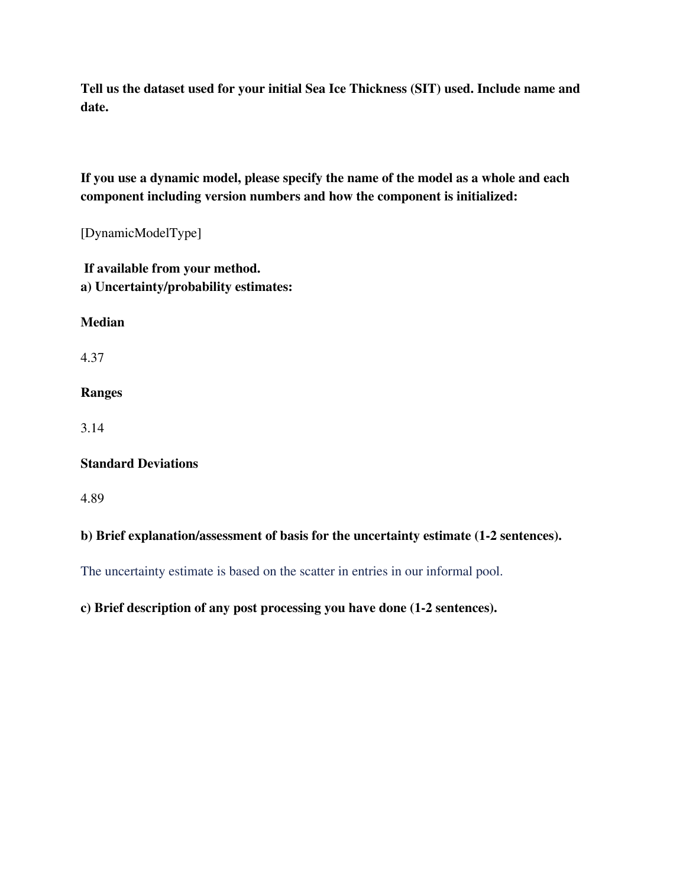**Tell us the dataset used for your initial Sea Ice Thickness (SIT) used. Include name and date.**

**If you use a dynamic model, please specify the name of the model as a whole and each component including version numbers and how the component is initialized:**

[DynamicModelType]

**If available from your method.**
**a) Uncertainty/probability estimates:**

**Median**

4.37

**Ranges**

3.14

**Standard Deviations**

4.89

**b) Brief explanation/assessment of basis for the uncertainty estimate (1-2 sentences).**

The uncertainty estimate is based on the scatter in entries in our informal pool.

**c) Brief description of any post processing you have done (1-2 sentences).**